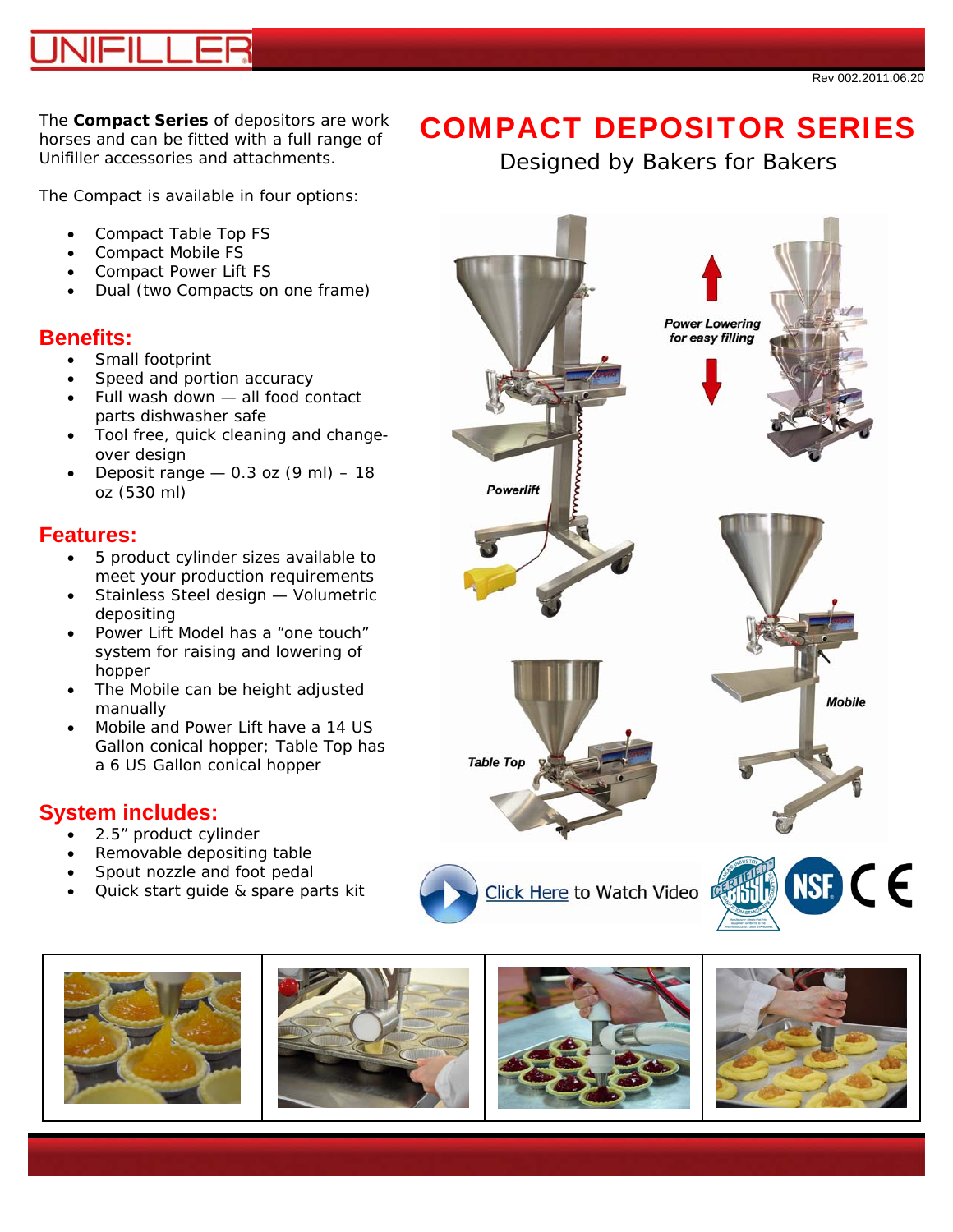UNIFILLER

Rev 002.2011.06.20

# COMPACT DEPOSITOR SERIES

Designed by Bakers for Bakers

The **Compact Series** of depositors are work horses and can be fitted with a full range of Unifiller accessories and attachments.

The Compact is available in four options:

- Compact Table Top FS
- Compact Mobile FS
- Compact Power Lift FS
- Dual (two Compacts on one frame)

## Benefits:

- Small footprint
- Speed and portion accuracy
- Full wash down — all food contact parts dishwasher safe
- Tool free, quick cleaning and change-over design
- Deposit range — 0.3 oz (9 ml) – 18 oz (530 ml)

## Features:

- 5 product cylinder sizes available to meet your production requirements
- Stainless Steel design — Volumetric depositing
- Power Lift Model has a "one touch" system for raising and lowering of hopper
- The Mobile can be height adjusted manually
- Mobile and Power Lift have a 14 US Gallon conical hopper; Table Top has a 6 US Gallon conical hopper

## System includes:

- 2.5" product cylinder
- Removable depositing table
- Spout nozzle and foot pedal
- Quick start guide & spare parts kit

Power Lowering for easy filling

Powerlift

Mobile

Table Top

Click Here to Watch Video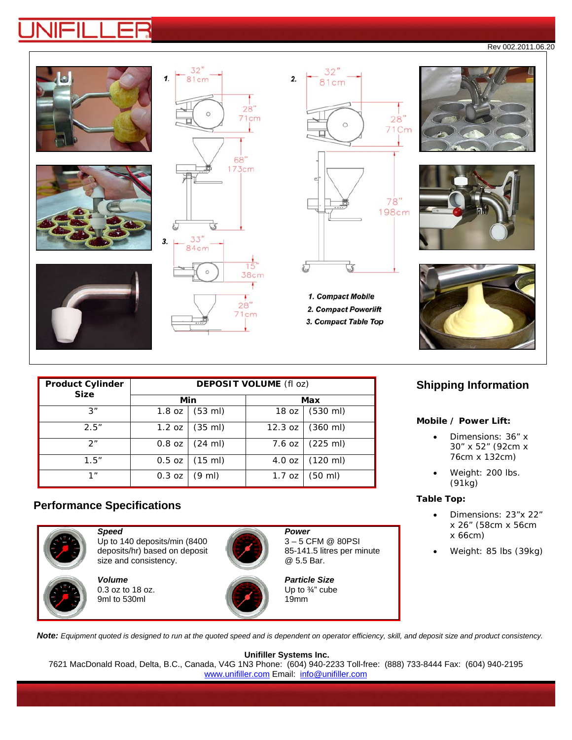Rev 002.2011.06.20

1. Compact Mobile
2. Compact Powerlift
3. Compact Table Top

32" 81cm
28" 71cm
68" 173cm
32" 81cm
28" 71cm
78" 198cm
33" 84cm
15" 38cm
28" 71cm

| Product Cylinder Size | DEPOSIT VOLUME (fl oz) | | | |
|---|---|---|---|---|
| | Min | | Max | |
| 3" | 1.8 oz | (53 ml) | 18 oz | (530 ml) |
| 2.5" | 1.2 oz | (35 ml) | 12.3 oz | (360 ml) |
| 2" | 0.8 oz | (24 ml) | 7.6 oz | (225 ml) |
| 1.5" | 0.5 oz | (15 ml) | 4.0 oz | (120 ml) |
| 1" | 0.3 oz | (9 ml) | 1.7 oz | (50 ml) |

## Performance Specifications

***Speed***
Up to 140 deposits/min (8400 deposits/hr) based on deposit size and consistency.

***Power***
3 – 5 CFM @ 80PSI
85-141.5 litres per minute @ 5.5 Bar.

***Volume***
0.3 oz to 18 oz.
9ml to 530ml

***Particle Size***
Up to ¾" cube
19mm

## Shipping Information

**Mobile / Power Lift:**

- Dimensions: 36" x 30" x 52" (92cm x 76cm x 132cm)
- Weight: 200 lbs. (91kg)

**Table Top:**

- Dimensions: 23"x 22" x 26" (58cm x 56cm x 66cm)
- Weight: 85 lbs (39kg)

***Note:*** *Equipment quoted is designed to run at the quoted speed and is dependent on operator efficiency, skill, and deposit size and product consistency.*

**Unifiller Systems Inc.**
7621 MacDonald Road, Delta, B.C., Canada, V4G 1N3 Phone: (604) 940-2233 Toll-free: (888) 733-8444 Fax: (604) 940-2195
www.unifiller.com Email: info@unifiller.com